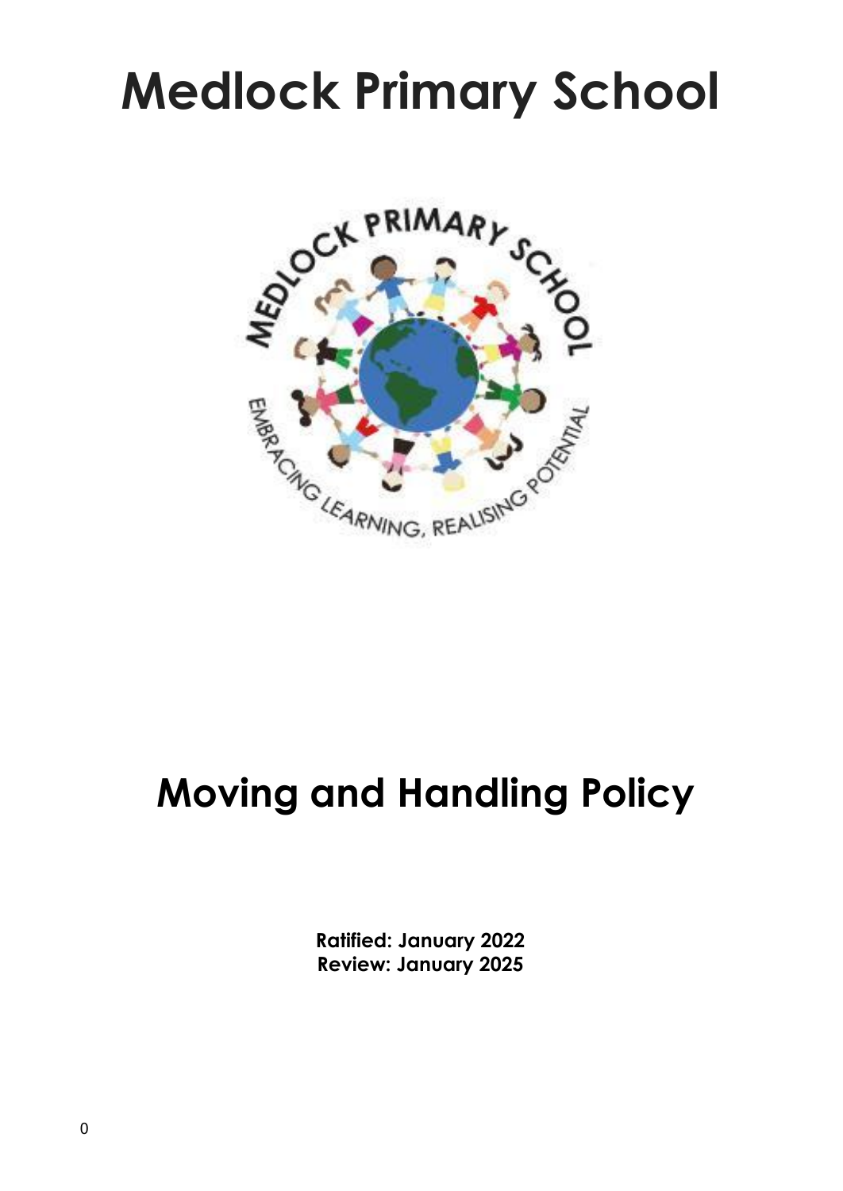# Medlock Primary School

# Moving and Handling Policy

**Ratified: January 2022**
**Review: January 2025**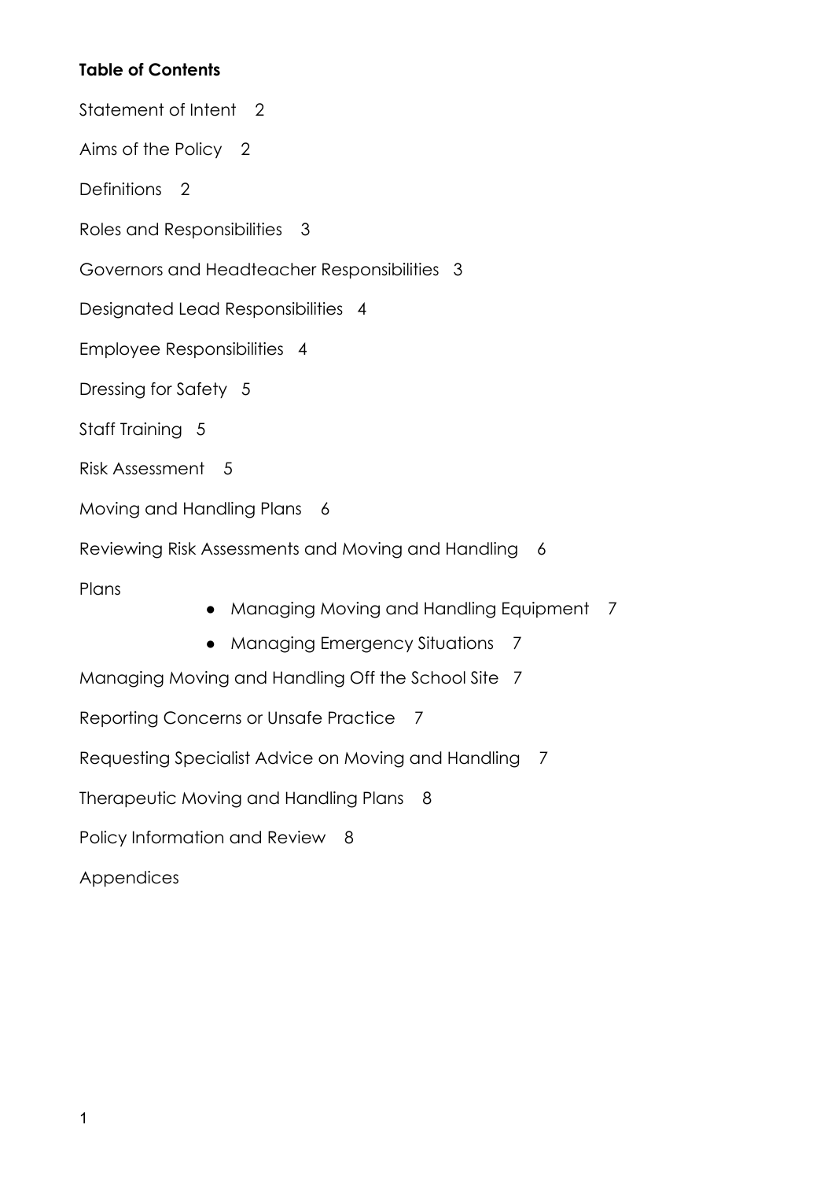**Table of Contents**

Statement of Intent 2

Aims of the Policy 2

Definitions 2

Roles and Responsibilities 3

Governors and Headteacher Responsibilities 3

Designated Lead Responsibilities 4

Employee Responsibilities 4

Dressing for Safety 5

Staff Training 5

Risk Assessment 5

Moving and Handling Plans 6

Reviewing Risk Assessments and Moving and Handling Plans 6

- Managing Moving and Handling Equipment 7
- Managing Emergency Situations 7

Managing Moving and Handling Off the School Site 7

Reporting Concerns or Unsafe Practice 7

Requesting Specialist Advice on Moving and Handling 7

Therapeutic Moving and Handling Plans 8

Policy Information and Review 8

Appendices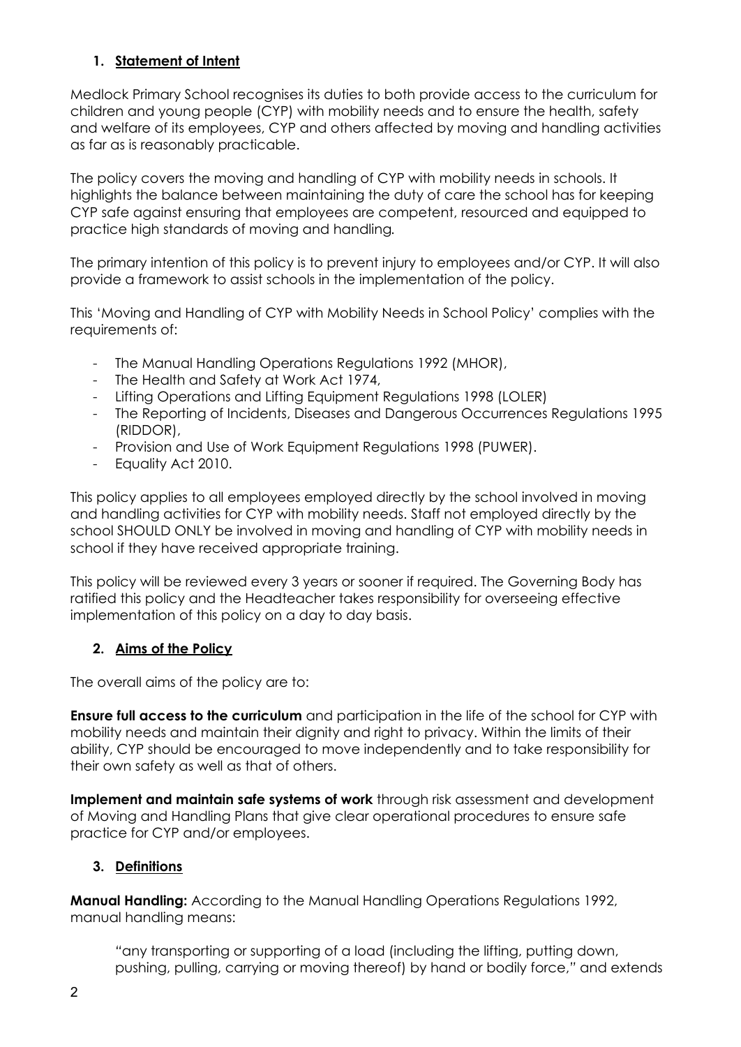## 1. Statement of Intent

Medlock Primary School recognises its duties to both provide access to the curriculum for children and young people (CYP) with mobility needs and to ensure the health, safety and welfare of its employees, CYP and others affected by moving and handling activities as far as is reasonably practicable.

The policy covers the moving and handling of CYP with mobility needs in schools. It highlights the balance between maintaining the duty of care the school has for keeping CYP safe against ensuring that employees are competent, resourced and equipped to practice high standards of moving and handling.

The primary intention of this policy is to prevent injury to employees and/or CYP. It will also provide a framework to assist schools in the implementation of the policy.

This 'Moving and Handling of CYP with Mobility Needs in School Policy' complies with the requirements of:

- The Manual Handling Operations Regulations 1992 (MHOR),
- The Health and Safety at Work Act 1974,
- Lifting Operations and Lifting Equipment Regulations 1998 (LOLER)
- The Reporting of Incidents, Diseases and Dangerous Occurrences Regulations 1995 (RIDDOR),
- Provision and Use of Work Equipment Regulations 1998 (PUWER).
- Equality Act 2010.

This policy applies to all employees employed directly by the school involved in moving and handling activities for CYP with mobility needs. Staff not employed directly by the school SHOULD ONLY be involved in moving and handling of CYP with mobility needs in school if they have received appropriate training.

This policy will be reviewed every 3 years or sooner if required. The Governing Body has ratified this policy and the Headteacher takes responsibility for overseeing effective implementation of this policy on a day to day basis.

## 2. Aims of the Policy

The overall aims of the policy are to:

**Ensure full access to the curriculum** and participation in the life of the school for CYP with mobility needs and maintain their dignity and right to privacy. Within the limits of their ability, CYP should be encouraged to move independently and to take responsibility for their own safety as well as that of others.

**Implement and maintain safe systems of work** through risk assessment and development of Moving and Handling Plans that give clear operational procedures to ensure safe practice for CYP and/or employees.

## 3. Definitions

**Manual Handling:** According to the Manual Handling Operations Regulations 1992, manual handling means:

> "any transporting or supporting of a load (including the lifting, putting down, pushing, pulling, carrying or moving thereof) by hand or bodily force," and extends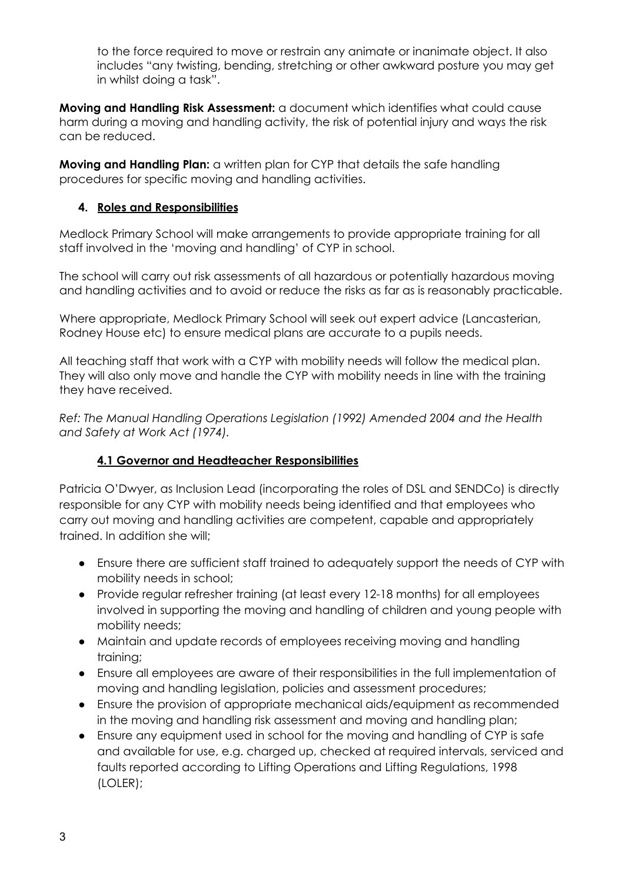to the force required to move or restrain any animate or inanimate object. It also includes "any twisting, bending, stretching or other awkward posture you may get in whilst doing a task".

**Moving and Handling Risk Assessment:** a document which identifies what could cause harm during a moving and handling activity, the risk of potential injury and ways the risk can be reduced.

**Moving and Handling Plan:** a written plan for CYP that details the safe handling procedures for specific moving and handling activities.

## 4. Roles and Responsibilities

Medlock Primary School will make arrangements to provide appropriate training for all staff involved in the 'moving and handling' of CYP in school.

The school will carry out risk assessments of all hazardous or potentially hazardous moving and handling activities and to avoid or reduce the risks as far as is reasonably practicable.

Where appropriate, Medlock Primary School will seek out expert advice (Lancasterian, Rodney House etc) to ensure medical plans are accurate to a pupils needs.

All teaching staff that work with a CYP with mobility needs will follow the medical plan. They will also only move and handle the CYP with mobility needs in line with the training they have received.

*Ref: The Manual Handling Operations Legislation (1992) Amended 2004 and the Health and Safety at Work Act (1974).*

### 4.1 Governor and Headteacher Responsibilities

Patricia O'Dwyer, as Inclusion Lead (incorporating the roles of DSL and SENDCo) is directly responsible for any CYP with mobility needs being identified and that employees who carry out moving and handling activities are competent, capable and appropriately trained. In addition she will;

- Ensure there are sufficient staff trained to adequately support the needs of CYP with mobility needs in school;
- Provide regular refresher training (at least every 12-18 months) for all employees involved in supporting the moving and handling of children and young people with mobility needs;
- Maintain and update records of employees receiving moving and handling training;
- Ensure all employees are aware of their responsibilities in the full implementation of moving and handling legislation, policies and assessment procedures;
- Ensure the provision of appropriate mechanical aids/equipment as recommended in the moving and handling risk assessment and moving and handling plan;
- Ensure any equipment used in school for the moving and handling of CYP is safe and available for use, e.g. charged up, checked at required intervals, serviced and faults reported according to Lifting Operations and Lifting Regulations, 1998 (LOLER);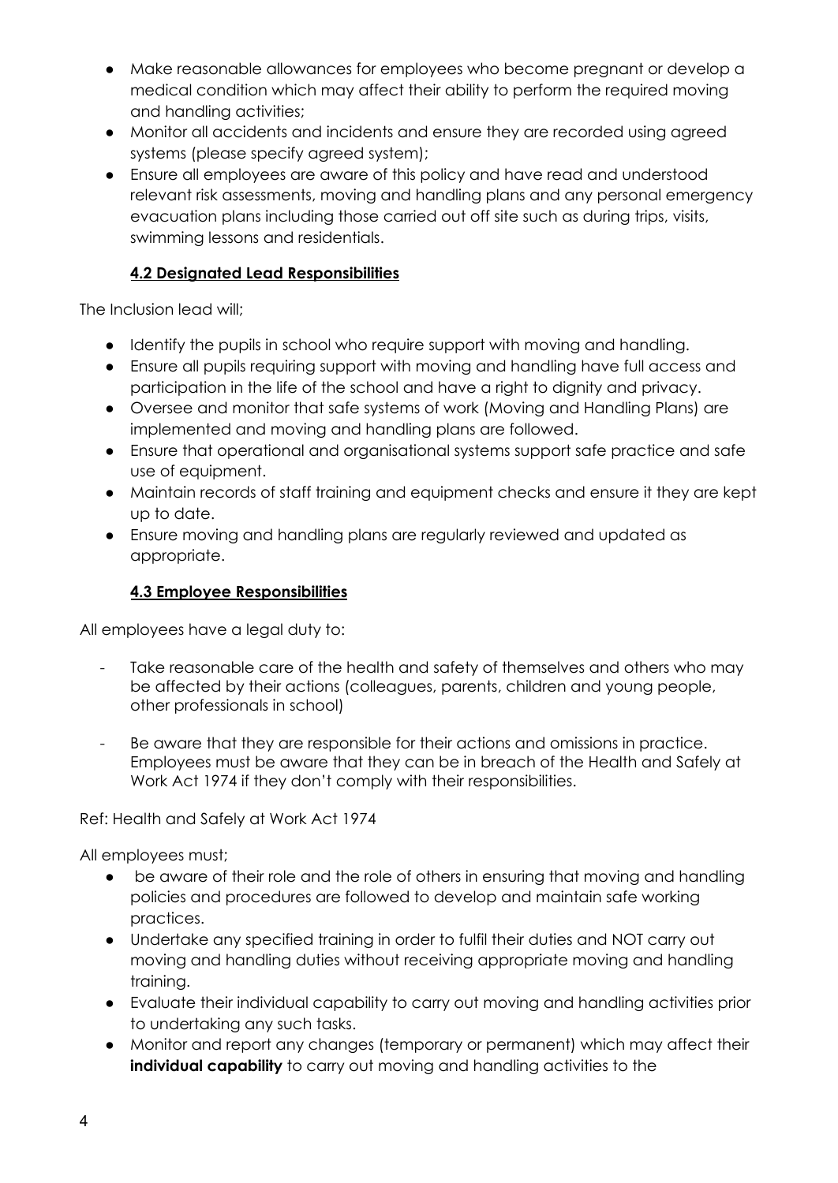- Make reasonable allowances for employees who become pregnant or develop a medical condition which may affect their ability to perform the required moving and handling activities;
- Monitor all accidents and incidents and ensure they are recorded using agreed systems (please specify agreed system);
- Ensure all employees are aware of this policy and have read and understood relevant risk assessments, moving and handling plans and any personal emergency evacuation plans including those carried out off site such as during trips, visits, swimming lessons and residentials.

### **4.2 Designated Lead Responsibilities**

The Inclusion lead will;

- Identify the pupils in school who require support with moving and handling.
- Ensure all pupils requiring support with moving and handling have full access and participation in the life of the school and have a right to dignity and privacy.
- Oversee and monitor that safe systems of work (Moving and Handling Plans) are implemented and moving and handling plans are followed.
- Ensure that operational and organisational systems support safe practice and safe use of equipment.
- Maintain records of staff training and equipment checks and ensure it they are kept up to date.
- Ensure moving and handling plans are regularly reviewed and updated as appropriate.

### **4.3 Employee Responsibilities**

All employees have a legal duty to:

- Take reasonable care of the health and safety of themselves and others who may be affected by their actions (colleagues, parents, children and young people, other professionals in school)
- Be aware that they are responsible for their actions and omissions in practice. Employees must be aware that they can be in breach of the Health and Safely at Work Act 1974 if they don't comply with their responsibilities.

Ref: Health and Safely at Work Act 1974

All employees must;

- be aware of their role and the role of others in ensuring that moving and handling policies and procedures are followed to develop and maintain safe working practices.
- Undertake any specified training in order to fulfil their duties and NOT carry out moving and handling duties without receiving appropriate moving and handling training.
- Evaluate their individual capability to carry out moving and handling activities prior to undertaking any such tasks.
- Monitor and report any changes (temporary or permanent) which may affect their **individual capability** to carry out moving and handling activities to the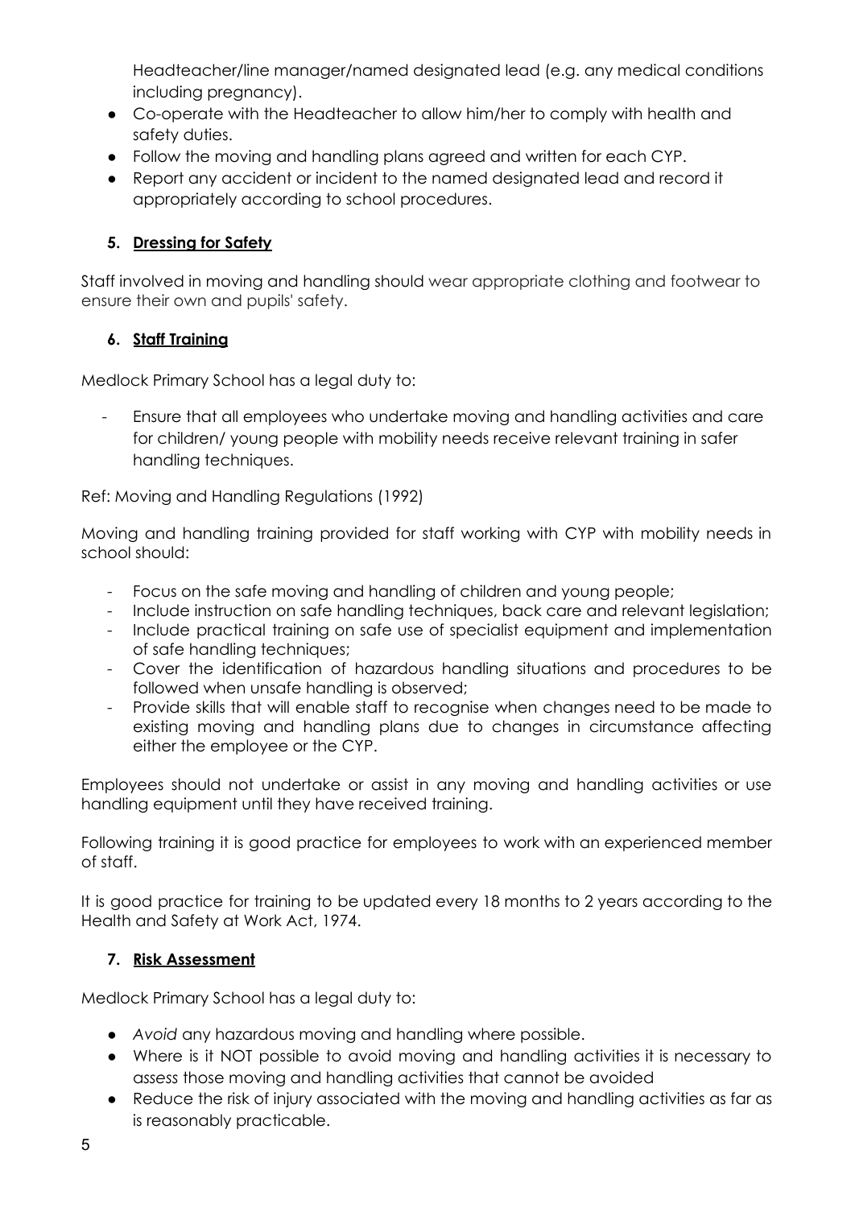Headteacher/line manager/named designated lead (e.g. any medical conditions including pregnancy).
- Co-operate with the Headteacher to allow him/her to comply with health and safety duties.
- Follow the moving and handling plans agreed and written for each CYP.
- Report any accident or incident to the named designated lead and record it appropriately according to school procedures.

### 5. **Dressing for Safety**

Staff involved in moving and handling should wear appropriate clothing and footwear to ensure their own and pupils' safety.

### 6. **Staff Training**

Medlock Primary School has a legal duty to:

- Ensure that all employees who undertake moving and handling activities and care for children/ young people with mobility needs receive relevant training in safer handling techniques.

Ref: Moving and Handling Regulations (1992)

Moving and handling training provided for staff working with CYP with mobility needs in school should:

- Focus on the safe moving and handling of children and young people;
- Include instruction on safe handling techniques, back care and relevant legislation;
- Include practical training on safe use of specialist equipment and implementation of safe handling techniques;
- Cover the identification of hazardous handling situations and procedures to be followed when unsafe handling is observed;
- Provide skills that will enable staff to recognise when changes need to be made to existing moving and handling plans due to changes in circumstance affecting either the employee or the CYP.

Employees should not undertake or assist in any moving and handling activities or use handling equipment until they have received training.

Following training it is good practice for employees to work with an experienced member of staff.

It is good practice for training to be updated every 18 months to 2 years according to the Health and Safety at Work Act, 1974.

### 7. **Risk Assessment**

Medlock Primary School has a legal duty to:

- *Avoid* any hazardous moving and handling where possible.
- Where is it NOT possible to avoid moving and handling activities it is necessary to *assess* those moving and handling activities that cannot be avoided
- Reduce the risk of injury associated with the moving and handling activities as far as is reasonably practicable.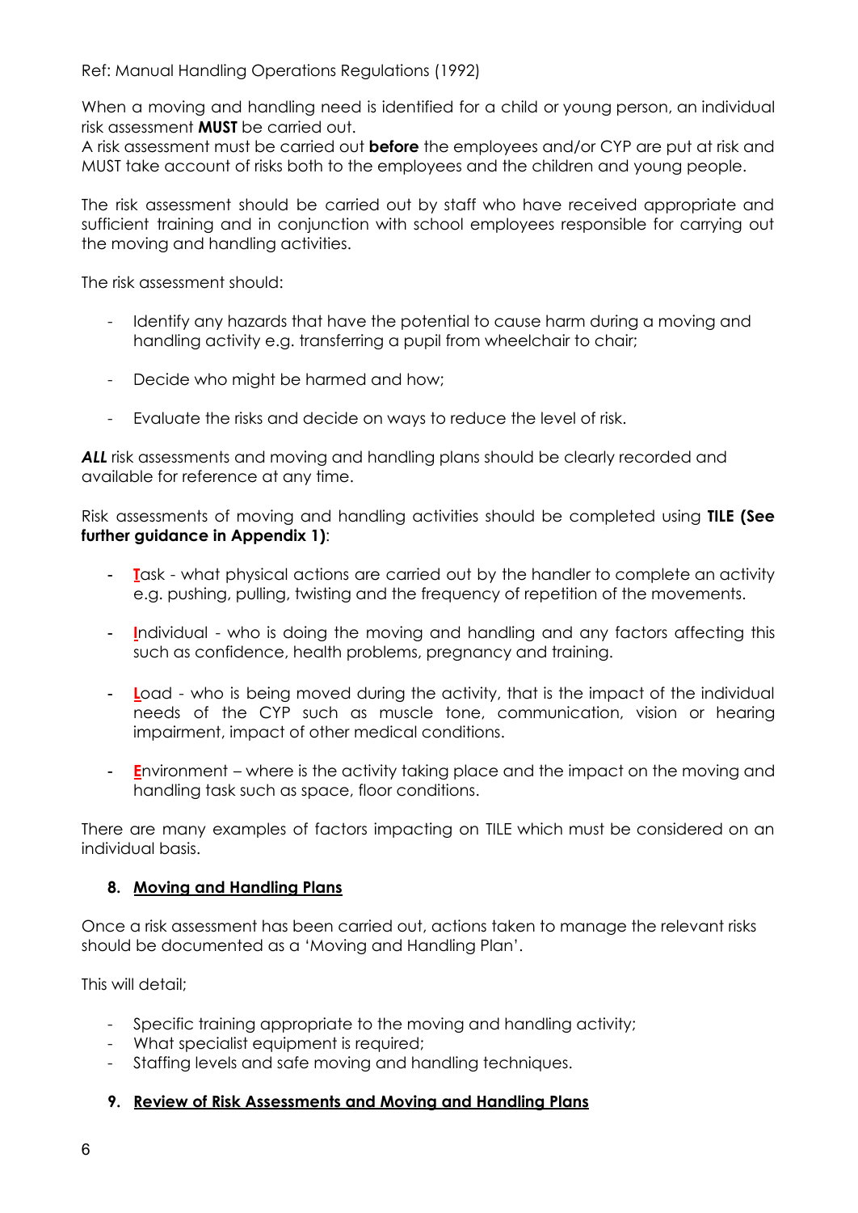Ref: Manual Handling Operations Regulations (1992)

When a moving and handling need is identified for a child or young person, an individual risk assessment **MUST** be carried out.
A risk assessment must be carried out **before** the employees and/or CYP are put at risk and MUST take account of risks both to the employees and the children and young people.

The risk assessment should be carried out by staff who have received appropriate and sufficient training and in conjunction with school employees responsible for carrying out the moving and handling activities.

The risk assessment should:

- Identify any hazards that have the potential to cause harm during a moving and handling activity e.g. transferring a pupil from wheelchair to chair;
- Decide who might be harmed and how;
- Evaluate the risks and decide on ways to reduce the level of risk.

***ALL*** risk assessments and moving and handling plans should be clearly recorded and available for reference at any time.

Risk assessments of moving and handling activities should be completed using **TILE (See further guidance in Appendix 1)**:

- **T**ask - what physical actions are carried out by the handler to complete an activity e.g. pushing, pulling, twisting and the frequency of repetition of the movements.
- **I**ndividual - who is doing the moving and handling and any factors affecting this such as confidence, health problems, pregnancy and training.
- **L**oad - who is being moved during the activity, that is the impact of the individual needs of the CYP such as muscle tone, communication, vision or hearing impairment, impact of other medical conditions.
- **E**nvironment – where is the activity taking place and the impact on the moving and handling task such as space, floor conditions.

There are many examples of factors impacting on TILE which must be considered on an individual basis.

## 8. Moving and Handling Plans

Once a risk assessment has been carried out, actions taken to manage the relevant risks should be documented as a 'Moving and Handling Plan'.

This will detail;

- Specific training appropriate to the moving and handling activity;
- What specialist equipment is required;
- Staffing levels and safe moving and handling techniques.

## 9. Review of Risk Assessments and Moving and Handling Plans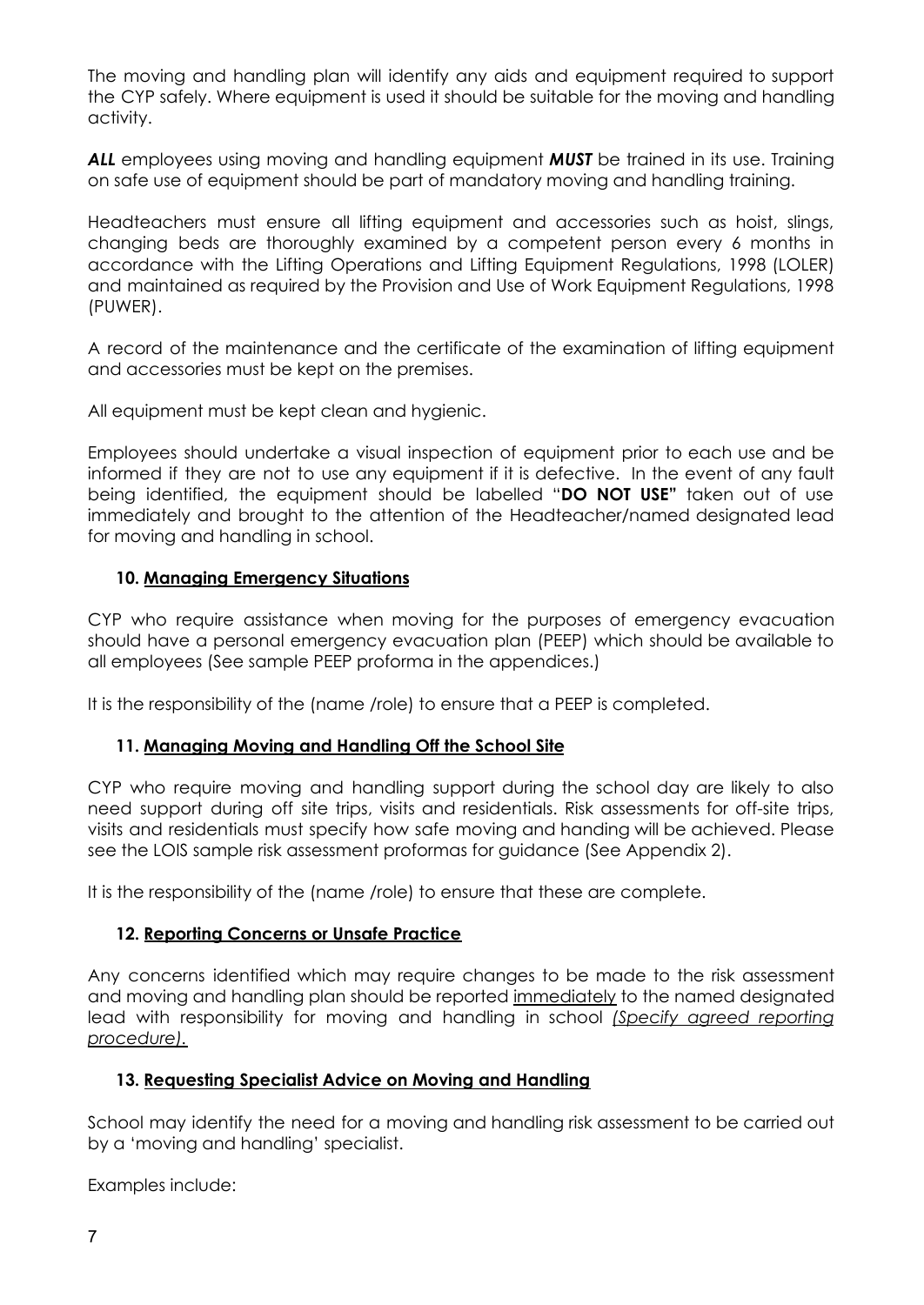The moving and handling plan will identify any aids and equipment required to support the CYP safely. Where equipment is used it should be suitable for the moving and handling activity.

***ALL*** employees using moving and handling equipment ***MUST*** be trained in its use. Training on safe use of equipment should be part of mandatory moving and handling training.

Headteachers must ensure all lifting equipment and accessories such as hoist, slings, changing beds are thoroughly examined by a competent person every 6 months in accordance with the Lifting Operations and Lifting Equipment Regulations, 1998 (LOLER) and maintained as required by the Provision and Use of Work Equipment Regulations, 1998 (PUWER).

A record of the maintenance and the certificate of the examination of lifting equipment and accessories must be kept on the premises.

All equipment must be kept clean and hygienic.

Employees should undertake a visual inspection of equipment prior to each use and be informed if they are not to use any equipment if it is defective. In the event of any fault being identified, the equipment should be labelled "**DO NOT USE"** taken out of use immediately and brought to the attention of the Headteacher/named designated lead for moving and handling in school.

## 10. Managing Emergency Situations

CYP who require assistance when moving for the purposes of emergency evacuation should have a personal emergency evacuation plan (PEEP) which should be available to all employees (See sample PEEP proforma in the appendices.)

It is the responsibility of the (name /role) to ensure that a PEEP is completed.

## 11. Managing Moving and Handling Off the School Site

CYP who require moving and handling support during the school day are likely to also need support during off site trips, visits and residentials. Risk assessments for off-site trips, visits and residentials must specify how safe moving and handing will be achieved. Please see the LOIS sample risk assessment proformas for guidance (See Appendix 2).

It is the responsibility of the (name /role) to ensure that these are complete.

## 12. Reporting Concerns or Unsafe Practice

Any concerns identified which may require changes to be made to the risk assessment and moving and handling plan should be reported immediately to the named designated lead with responsibility for moving and handling in school *(Specify agreed reporting procedure).*

## 13. Requesting Specialist Advice on Moving and Handling

School may identify the need for a moving and handling risk assessment to be carried out by a 'moving and handling' specialist.

Examples include: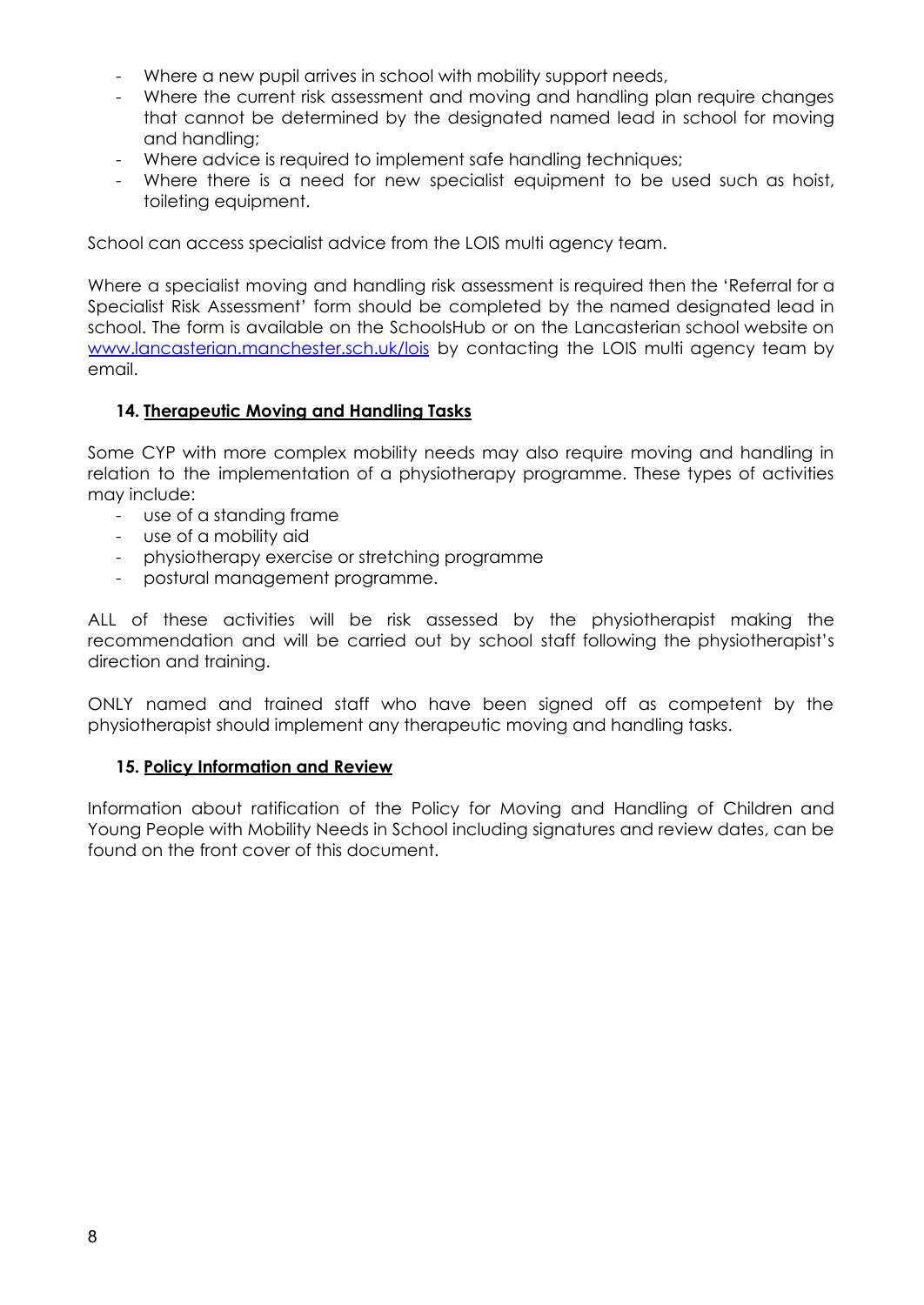- Where a new pupil arrives in school with mobility support needs,
- Where the current risk assessment and moving and handling plan require changes that cannot be determined by the designated named lead in school for moving and handling;
- Where advice is required to implement safe handling techniques;
- Where there is a need for new specialist equipment to be used such as hoist, toileting equipment.

School can access specialist advice from the LOIS multi agency team.

Where a specialist moving and handling risk assessment is required then the 'Referral for a Specialist Risk Assessment' form should be completed by the named designated lead in school. The form is available on the SchoolsHub or on the Lancasterian school website on [www.lancasterian.manchester.sch.uk/lois](www.lancasterian.manchester.sch.uk/lois) by contacting the LOIS multi agency team by email.

### 14. Therapeutic Moving and Handling Tasks

Some CYP with more complex mobility needs may also require moving and handling in relation to the implementation of a physiotherapy programme. These types of activities may include:

- use of a standing frame
- use of a mobility aid
- physiotherapy exercise or stretching programme
- postural management programme.

ALL of these activities will be risk assessed by the physiotherapist making the recommendation and will be carried out by school staff following the physiotherapist's direction and training.

ONLY named and trained staff who have been signed off as competent by the physiotherapist should implement any therapeutic moving and handling tasks.

### 15. Policy Information and Review

Information about ratification of the Policy for Moving and Handling of Children and Young People with Mobility Needs in School including signatures and review dates, can be found on the front cover of this document.